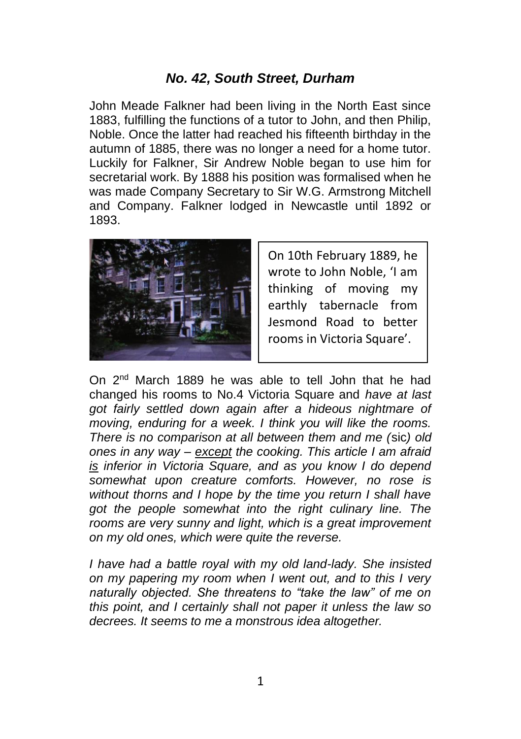## *No. 42, South Street, Durham*

John Meade Falkner had been living in the North East since 1883, fulfilling the functions of a tutor to John, and then Philip, Noble. Once the latter had reached his fifteenth birthday in the autumn of 1885, there was no longer a need for a home tutor. Luckily for Falkner, Sir Andrew Noble began to use him for secretarial work. By 1888 his position was formalised when he was made Company Secretary to Sir W.G. Armstrong Mitchell and Company. Falkner lodged in Newcastle until 1892 or 1893.

On 10th February 1889, he wrote to John Noble, 'I am thinking of moving my earthly tabernacle from Jesmond Road to better rooms in Victoria Square'.

On 2nd March 1889 he was able to tell John that he had changed his rooms to No.4 Victoria Square and *have at last got fairly settled down again after a hideous nightmare of moving, enduring for a week. I think you will like the rooms. There is no comparison at all between them and me (*sic*) old ones in any way – <u>except</u> the cooking. This article I am afraid <u>is</u> inferior in Victoria Square, and as you know I do depend somewhat upon creature comforts. However, no rose is without thorns and I hope by the time you return I shall have got the people somewhat into the right culinary line. The rooms are very sunny and light, which is a great improvement on my old ones, which were quite the reverse.*

*I have had a battle royal with my old land-lady. She insisted on my papering my room when I went out, and to this I very naturally objected. She threatens to "take the law" of me on this point, and I certainly shall not paper it unless the law so decrees. It seems to me a monstrous idea altogether.*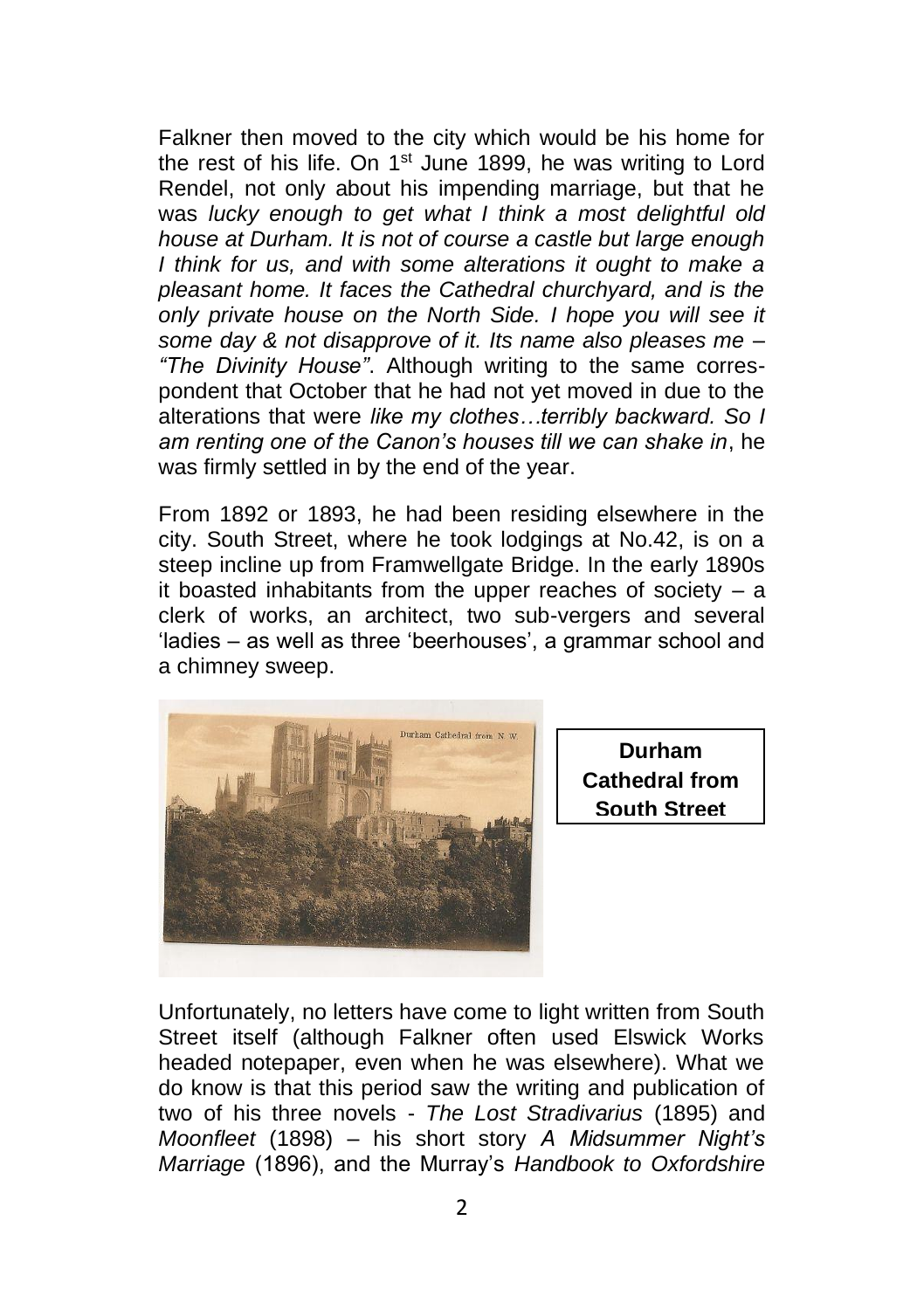Falkner then moved to the city which would be his home for the rest of his life. On 1st June 1899, he was writing to Lord Rendel, not only about his impending marriage, but that he was *lucky enough to get what I think a most delightful old house at Durham. It is not of course a castle but large enough I think for us, and with some alterations it ought to make a pleasant home. It faces the Cathedral churchyard, and is the only private house on the North Side. I hope you will see it some day & not disapprove of it. Its name also pleases me – "The Divinity House"*. Although writing to the same correspondent that October that he had not yet moved in due to the alterations that were *like my clothes…terribly backward. So I am renting one of the Canon's houses till we can shake in*, he was firmly settled in by the end of the year.

From 1892 or 1893, he had been residing elsewhere in the city. South Street, where he took lodgings at No.42, is on a steep incline up from Framwellgate Bridge. In the early 1890s it boasted inhabitants from the upper reaches of society – a clerk of works, an architect, two sub-vergers and several 'ladies – as well as three 'beerhouses', a grammar school and a chimney sweep.

**Durham Cathedral from South Street**

Unfortunately, no letters have come to light written from South Street itself (although Falkner often used Elswick Works headed notepaper, even when he was elsewhere). What we do know is that this period saw the writing and publication of two of his three novels - *The Lost Stradivarius* (1895) and *Moonfleet* (1898) – his short story *A Midsummer Night's Marriage* (1896), and the Murray's *Handbook to Oxfordshire*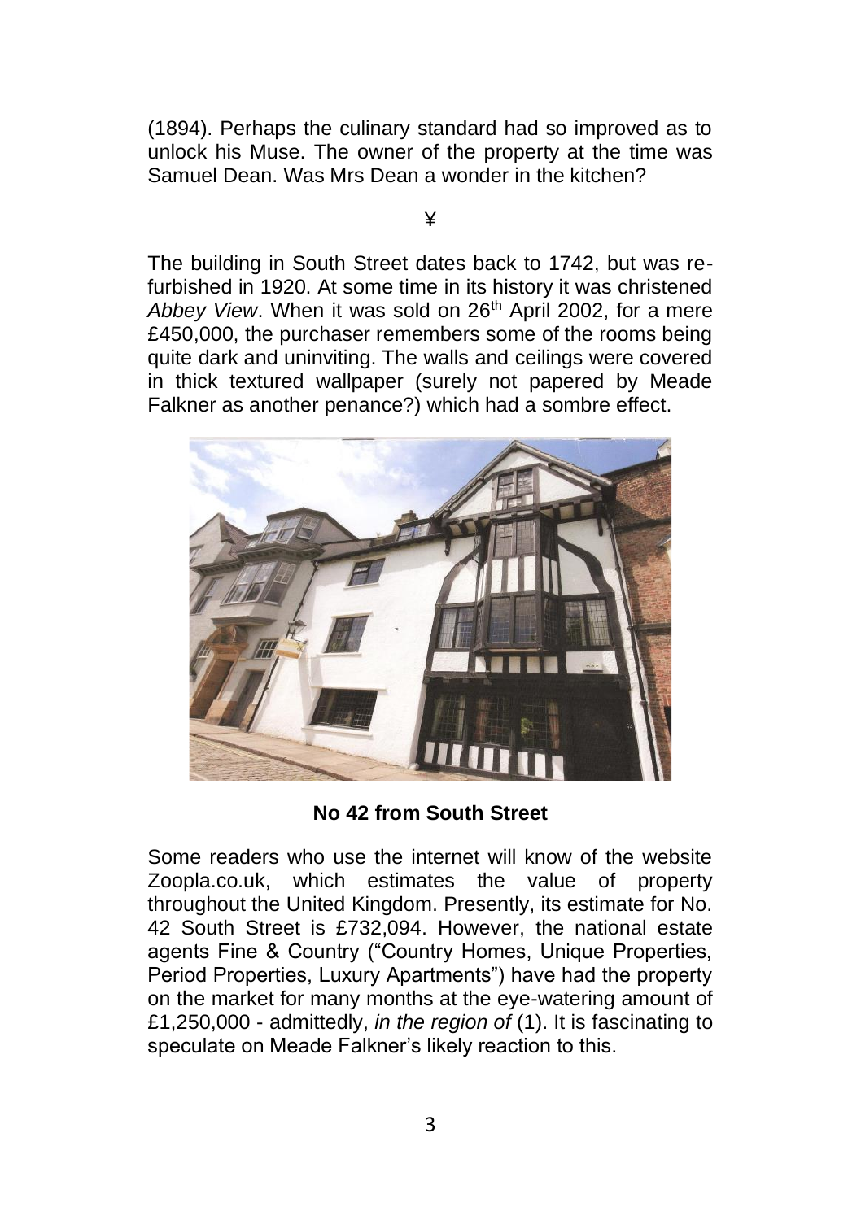(1894). Perhaps the culinary standard had so improved as to unlock his Muse. The owner of the property at the time was Samuel Dean. Was Mrs Dean a wonder in the kitchen?

¥

The building in South Street dates back to 1742, but was re-furbished in 1920. At some time in its history it was christened *Abbey View*. When it was sold on 26th April 2002, for a mere £450,000, the purchaser remembers some of the rooms being quite dark and uninviting. The walls and ceilings were covered in thick textured wallpaper (surely not papered by Meade Falkner as another penance?) which had a sombre effect.

**No 42 from South Street**

Some readers who use the internet will know of the website Zoopla.co.uk, which estimates the value of property throughout the United Kingdom. Presently, its estimate for No. 42 South Street is £732,094. However, the national estate agents Fine & Country ("Country Homes, Unique Properties, Period Properties, Luxury Apartments") have had the property on the market for many months at the eye-watering amount of £1,250,000 - admittedly, *in the region of* (1). It is fascinating to speculate on Meade Falkner's likely reaction to this.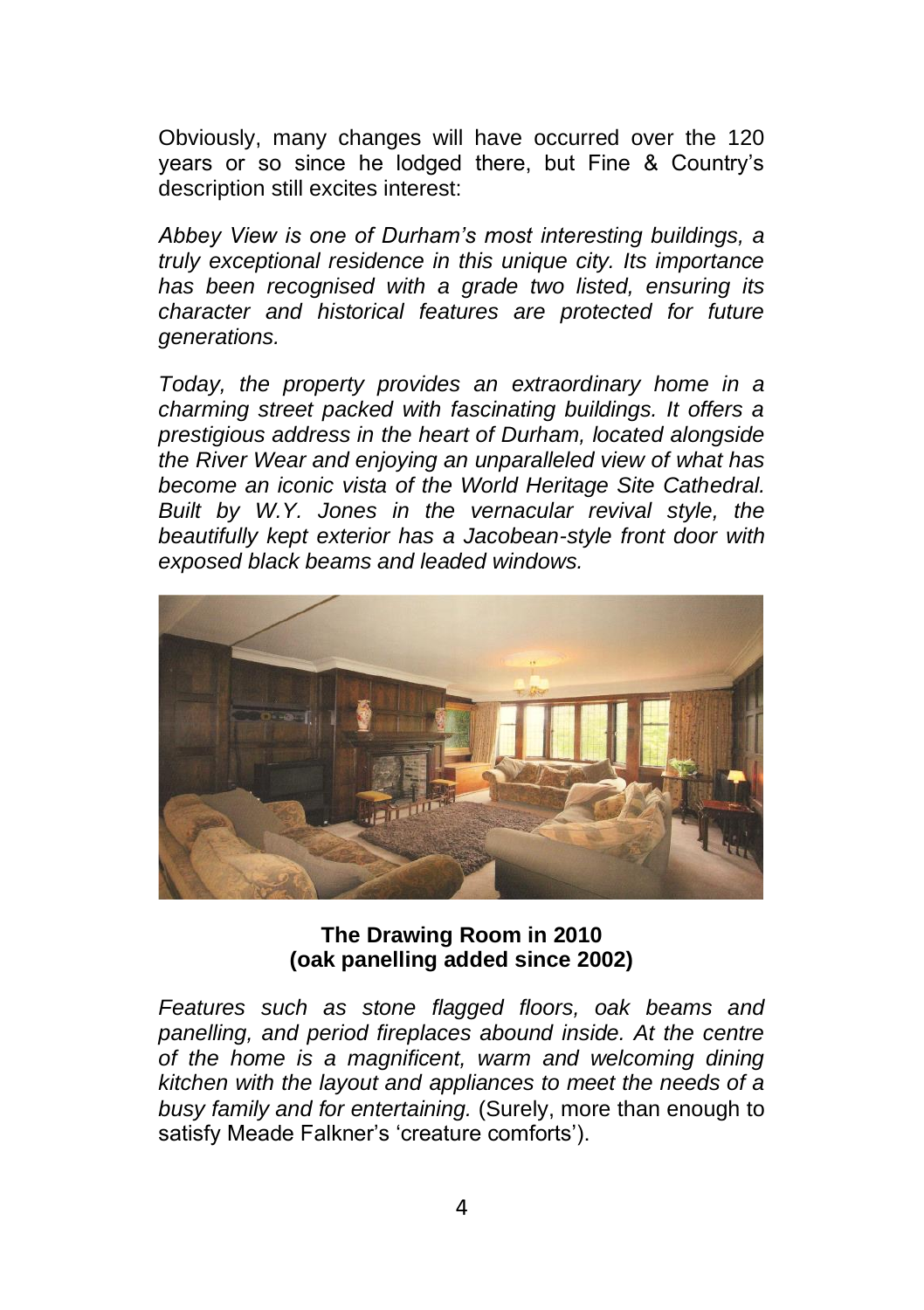Obviously, many changes will have occurred over the 120 years or so since he lodged there, but Fine & Country's description still excites interest:

*Abbey View is one of Durham's most interesting buildings, a truly exceptional residence in this unique city. Its importance has been recognised with a grade two listed, ensuring its character and historical features are protected for future generations.*

*Today, the property provides an extraordinary home in a charming street packed with fascinating buildings. It offers a prestigious address in the heart of Durham, located alongside the River Wear and enjoying an unparalleled view of what has become an iconic vista of the World Heritage Site Cathedral. Built by W.Y. Jones in the vernacular revival style, the beautifully kept exterior has a Jacobean-style front door with exposed black beams and leaded windows.*

**The Drawing Room in 2010**
**(oak panelling added since 2002)**

*Features such as stone flagged floors, oak beams and panelling, and period fireplaces abound inside. At the centre of the home is a magnificent, warm and welcoming dining kitchen with the layout and appliances to meet the needs of a busy family and for entertaining.* (Surely, more than enough to satisfy Meade Falkner's 'creature comforts').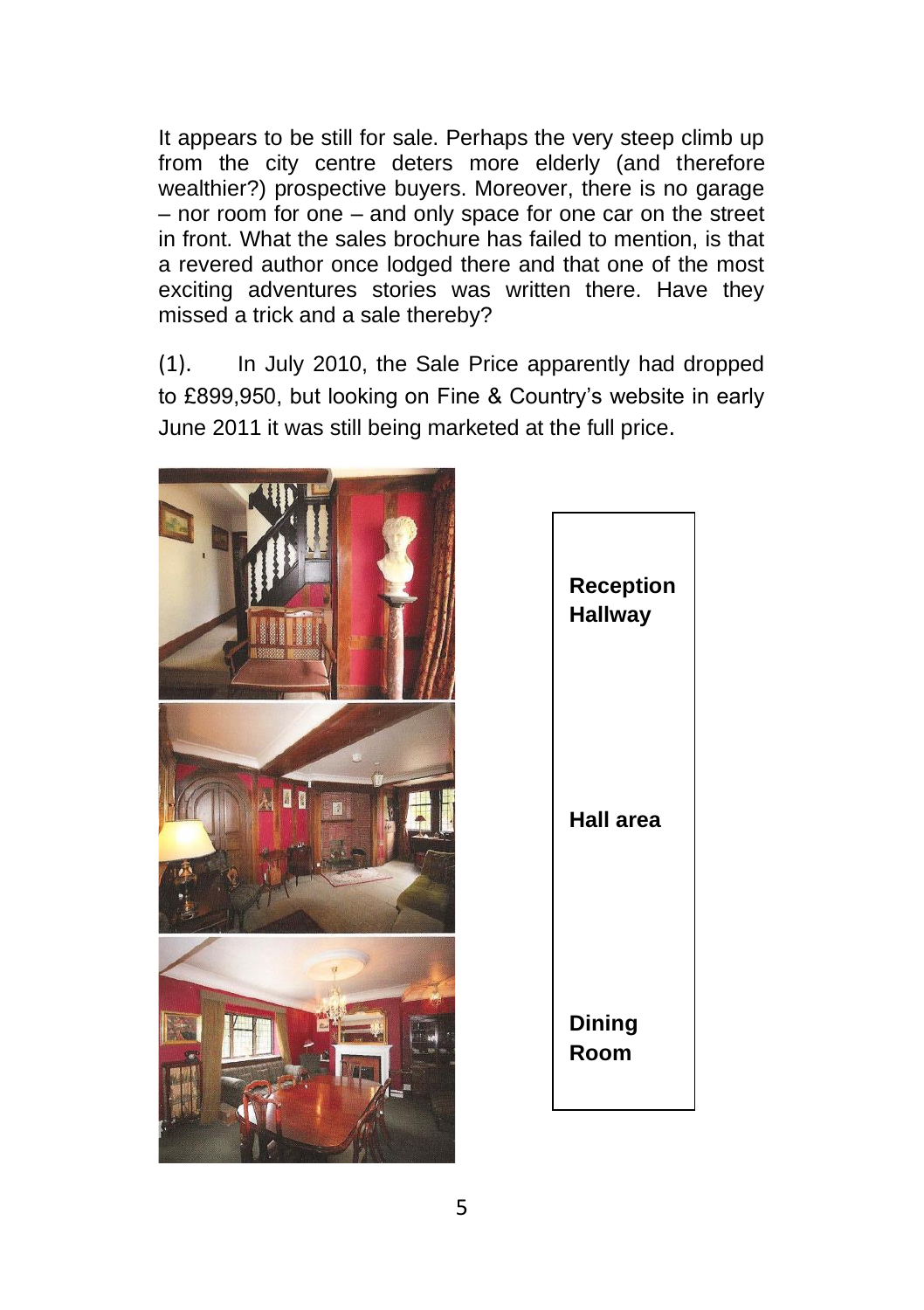It appears to be still for sale. Perhaps the very steep climb up from the city centre deters more elderly (and therefore wealthier?) prospective buyers. Moreover, there is no garage – nor room for one – and only space for one car on the street in front. What the sales brochure has failed to mention, is that a revered author once lodged there and that one of the most exciting adventures stories was written there. Have they missed a trick and a sale thereby?

(1). In July 2010, the Sale Price apparently had dropped to £899,950, but looking on Fine & Country's website in early June 2011 it was still being marketed at the full price.

**Reception Hallway**

**Hall area**

**Dining Room**